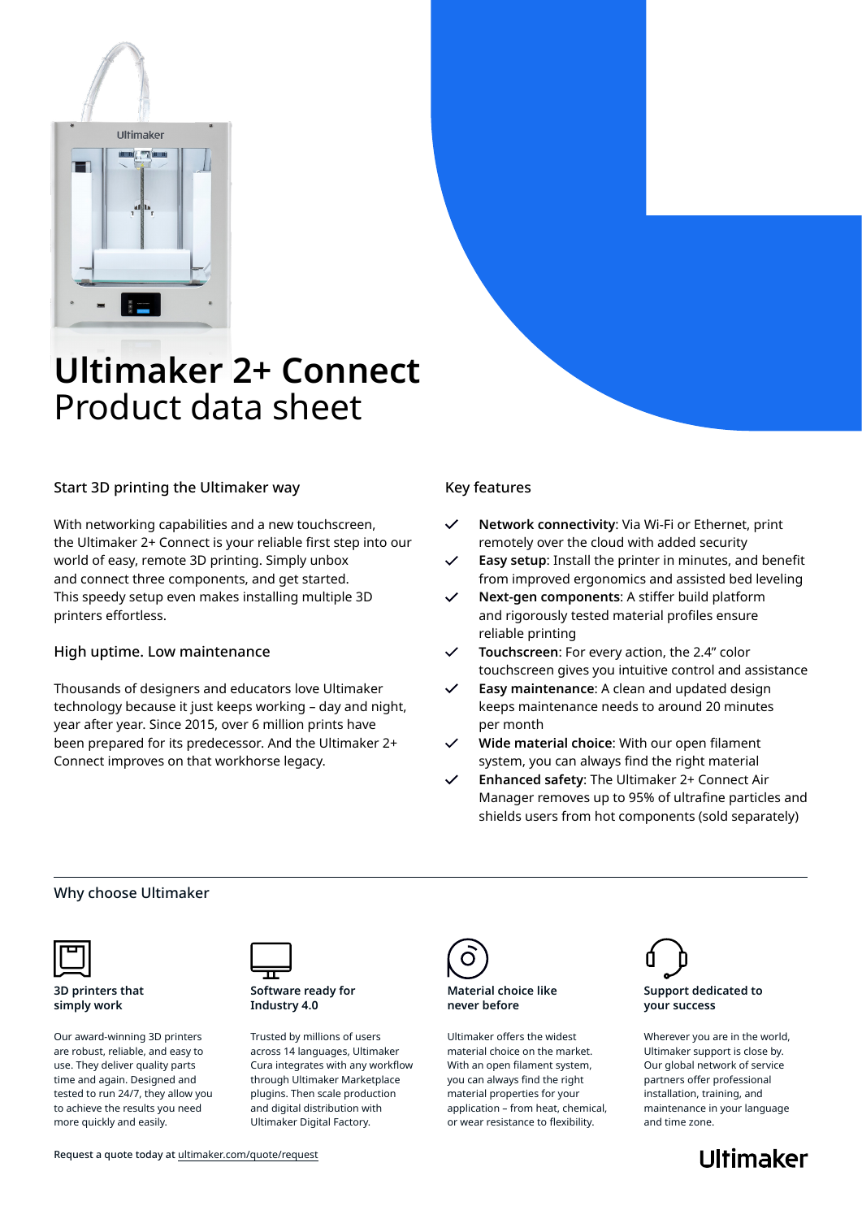# Ultimaker 2+ Connect
Product data sheet

## Start 3D printing the Ultimaker way

With networking capabilities and a new touchscreen, the Ultimaker 2+ Connect is your reliable first step into our world of easy, remote 3D printing. Simply unbox and connect three components, and get started. This speedy setup even makes installing multiple 3D printers effortlessly.

## High uptime. Low maintenance

Thousands of designers and educators love Ultimaker technology because it just keeps working – day and night, year after year. Since 2015, over 6 million prints have been prepared for its predecessor. And the Ultimaker 2+ Connect improves on that workhorse legacy.

## Key features

- ✓ **Network connectivity**: Via Wi-Fi or Ethernet, print remotely over the cloud with added security
- ✓ **Easy setup**: Install the printer in minutes, and benefit from improved ergonomics and assisted bed leveling
- ✓ **Next-gen components**: A stiffer build platform and rigorously tested material profiles ensure reliable printing
- ✓ **Touchscreen**: For every action, the 2.4" color touchscreen gives you intuitive control and assistance
- ✓ **Easy maintenance**: A clean and updated design keeps maintenance needs to around 20 minutes per month
- ✓ **Wide material choice**: With our open filament system, you can always find the right material
- ✓ **Enhanced safety**: The Ultimaker 2+ Connect Air Manager removes up to 95% of ultrafine particles and shields users from hot components (sold separately)

## Why choose Ultimaker

**3D printers that simply work**

Our award-winning 3D printers are robust, reliable, and easy to use. They deliver quality parts time and again. Designed and tested to run 24/7, they allow you to achieve the results you need more quickly and easily.

**Software ready for Industry 4.0**

Trusted by millions of users across 14 languages, Ultimaker Cura integrates with any workflow through Ultimaker Marketplace plugins. Then scale production and digital distribution with Ultimaker Digital Factory.

**Material choice like never before**

Ultimaker offers the widest material choice on the market. With an open filament system, you can always find the right material properties for your application – from heat, chemical, or wear resistance to flexibility.

**Support dedicated to your success**

Wherever you are in the world, Ultimaker support is close by. Our global network of service partners offer professional installation, training, and maintenance in your language and time zone.

Request a quote today at ultimaker.com/quote/request

Ultimaker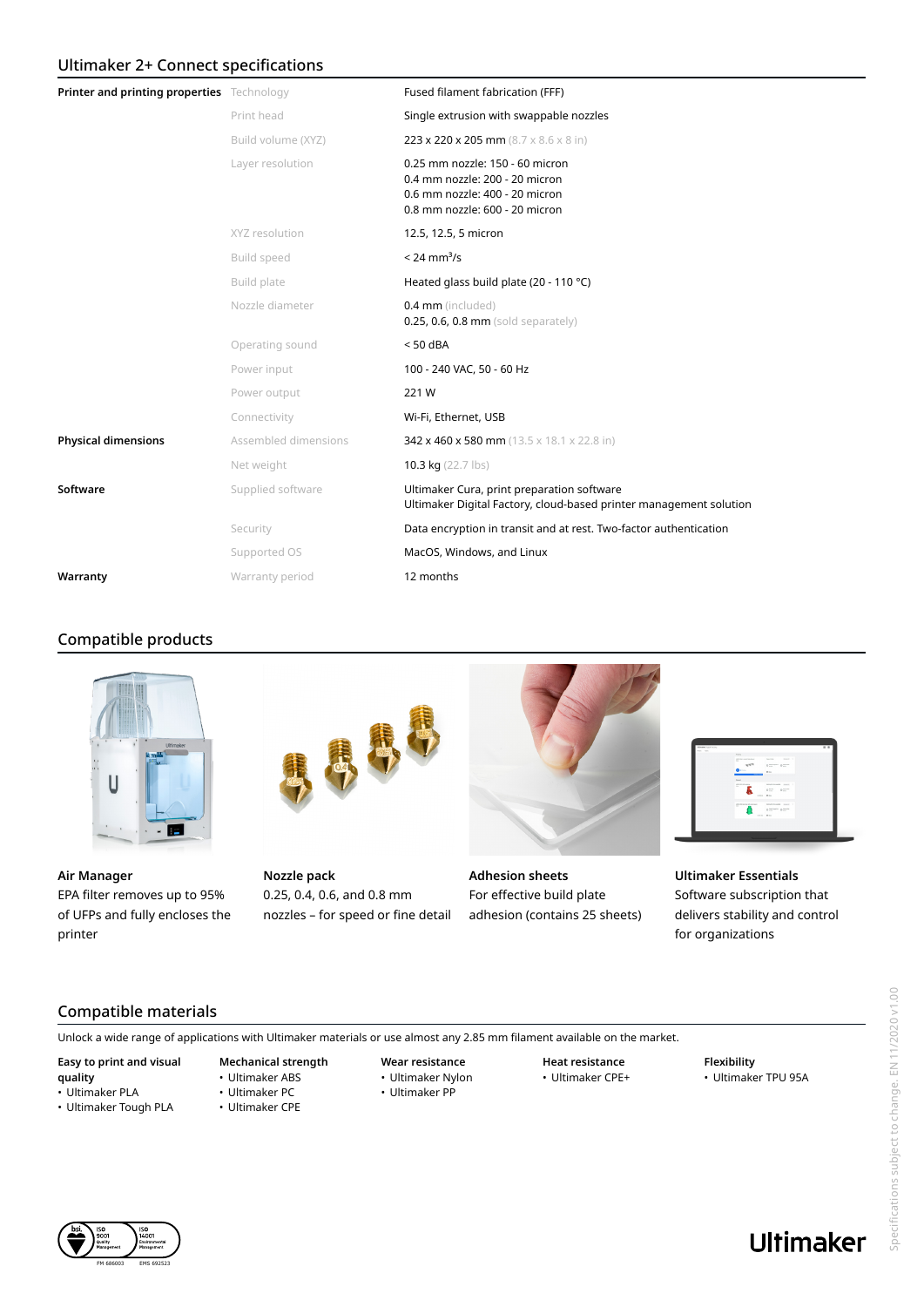## Ultimaker 2+ Connect specifications

| | | |
|---|---|---|
| **Printer and printing properties** | Technology | Fused filament fabrication (FFF) |
| | Print head | Single extrusion with swappable nozzles |
| | Build volume (XYZ) | 223 x 220 x 205 mm (8.7 x 8.6 x 8 in) |
| | Layer resolution | 0.25 mm nozzle: 150 - 60 micron<br>0.4 mm nozzle: 200 - 20 micron<br>0.6 mm nozzle: 400 - 20 micron<br>0.8 mm nozzle: 600 - 20 micron |
| | XYZ resolution | 12.5, 12.5, 5 micron |
| | Build speed | < 24 $mm^3/s$ |
| | Build plate | Heated glass build plate (20 - 110 °C) |
| | Nozzle diameter | 0.4 mm (included)<br>0.25, 0.6, 0.8 mm (sold separately) |
| | Operating sound | < 50 dBA |
| | Power input | 100 - 240 VAC, 50 - 60 Hz |
| | Power output | 221 W |
| | Connectivity | Wi-Fi, Ethernet, USB |
| **Physical dimensions** | Assembled dimensions | 342 x 460 x 580 mm (13.5 x 18.1 x 22.8 in) |
| | Net weight | 10.3 kg (22.7 lbs) |
| **Software** | Supplied software | Ultimaker Cura, print preparation software<br>Ultimaker Digital Factory, cloud-based printer management solution |
| | Security | Data encryption in transit and at rest. Two-factor authentication |
| | Supported OS | MacOS, Windows, and Linux |
| **Warranty** | Warranty period | 12 months |

## Compatible products

**Air Manager**
EPA filter removes up to 95% of UFPs and fully encloses the printer

**Nozzle pack**
0.25, 0.4, 0.6, and 0.8 mm nozzles – for speed or fine detail

**Adhesion sheets**
For effective build plate adhesion (contains 25 sheets)

**Ultimaker Essentials**
Software subscription that delivers stability and control for organizations

## Compatible materials

Unlock a wide range of applications with Ultimaker materials or use almost any 2.85 mm filament available on the market.

**Easy to print and visual quality**
- Ultimaker PLA
- Ultimaker Tough PLA

**Mechanical strength**
- Ultimaker ABS
- Ultimaker PC
- Ultimaker CPE

**Wear resistance**
- Ultimaker Nylon
- Ultimaker PP

**Heat resistance**
- Ultimaker CPE+

**Flexibility**
- Ultimaker TPU 95A

Specifications subject to change. EN 11/2020 v1.00

ISO 9001 Quality Management FM 686003 — ISO 14001 Environmental Management EMS 692523

Ultimaker